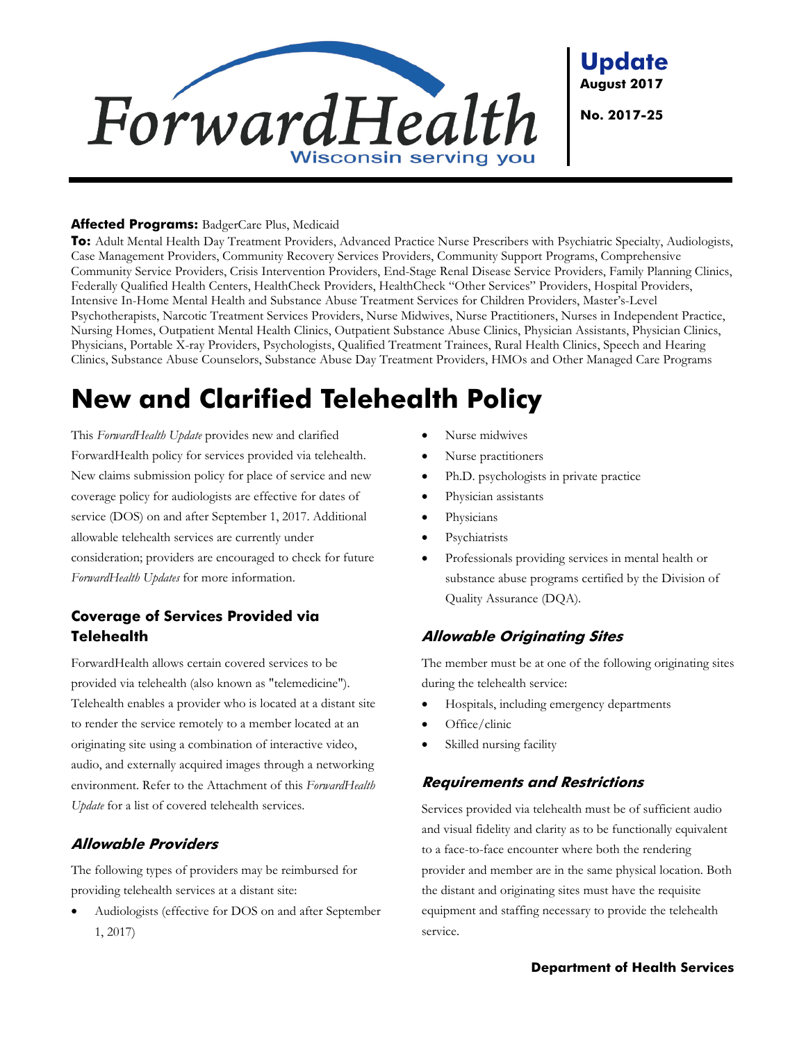# ForwardHealth

Wisconsin serving you

**Update**
**August 2017**

**No. 2017-25**

**Affected Programs:** BadgerCare Plus, Medicaid

**To:** Adult Mental Health Day Treatment Providers, Advanced Practice Nurse Prescribers with Psychiatric Specialty, Audiologists, Case Management Providers, Community Recovery Services Providers, Community Support Programs, Comprehensive Community Service Providers, Crisis Intervention Providers, End-Stage Renal Disease Service Providers, Family Planning Clinics, Federally Qualified Health Centers, HealthCheck Providers, HealthCheck "Other Services" Providers, Hospital Providers, Intensive In-Home Mental Health and Substance Abuse Treatment Services for Children Providers, Master's-Level Psychotherapists, Narcotic Treatment Services Providers, Nurse Midwives, Nurse Practitioners, Nurses in Independent Practice, Nursing Homes, Outpatient Mental Health Clinics, Outpatient Substance Abuse Clinics, Physician Assistants, Physician Clinics, Physicians, Portable X-ray Providers, Psychologists, Qualified Treatment Trainees, Rural Health Clinics, Speech and Hearing Clinics, Substance Abuse Counselors, Substance Abuse Day Treatment Providers, HMOs and Other Managed Care Programs

# New and Clarified Telehealth Policy

This *ForwardHealth Update* provides new and clarified ForwardHealth policy for services provided via telehealth. New claims submission policy for place of service and new coverage policy for audiologists are effective for dates of service (DOS) on and after September 1, 2017. Additional allowable telehealth services are currently under consideration; providers are encouraged to check for future *ForwardHealth Updates* for more information.

## Coverage of Services Provided via Telehealth

ForwardHealth allows certain covered services to be provided via telehealth (also known as "telemedicine"). Telehealth enables a provider who is located at a distant site to render the service remotely to a member located at an originating site using a combination of interactive video, audio, and externally acquired images through a networking environment. Refer to the Attachment of this *ForwardHealth Update* for a list of covered telehealth services.

### *Allowable Providers*

The following types of providers may be reimbursed for providing telehealth services at a distant site:

- Audiologists (effective for DOS on and after September 1, 2017)
- Nurse midwives
- Nurse practitioners
- Ph.D. psychologists in private practice
- Physician assistants
- Physicians
- Psychiatrists
- Professionals providing services in mental health or substance abuse programs certified by the Division of Quality Assurance (DQA).

### *Allowable Originating Sites*

The member must be at one of the following originating sites during the telehealth service:

- Hospitals, including emergency departments
- Office/clinic
- Skilled nursing facility

### *Requirements and Restrictions*

Services provided via telehealth must be of sufficient audio and visual fidelity and clarity as to be functionally equivalent to a face-to-face encounter where both the rendering provider and member are in the same physical location. Both the distant and originating sites must have the requisite equipment and staffing necessary to provide the telehealth service.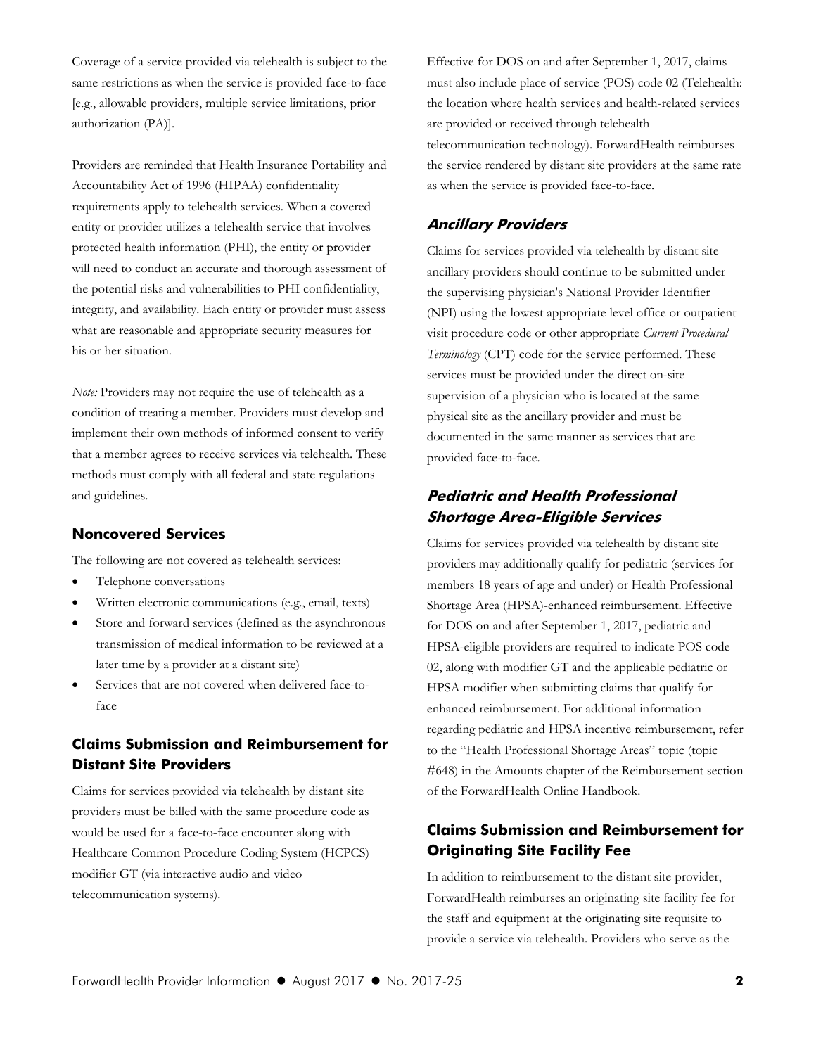Coverage of a service provided via telehealth is subject to the same restrictions as when the service is provided face-to-face [e.g., allowable providers, multiple service limitations, prior authorization (PA)].

Providers are reminded that Health Insurance Portability and Accountability Act of 1996 (HIPAA) confidentiality requirements apply to telehealth services. When a covered entity or provider utilizes a telehealth service that involves protected health information (PHI), the entity or provider will need to conduct an accurate and thorough assessment of the potential risks and vulnerabilities to PHI confidentiality, integrity, and availability. Each entity or provider must assess what are reasonable and appropriate security measures for his or her situation.

*Note:* Providers may not require the use of telehealth as a condition of treating a member. Providers must develop and implement their own methods of informed consent to verify that a member agrees to receive services via telehealth. These methods must comply with all federal and state regulations and guidelines.

## Noncovered Services

The following are not covered as telehealth services:

- Telephone conversations
- Written electronic communications (e.g., email, texts)
- Store and forward services (defined as the asynchronous transmission of medical information to be reviewed at a later time by a provider at a distant site)
- Services that are not covered when delivered face-to-face

## Claims Submission and Reimbursement for Distant Site Providers

Claims for services provided via telehealth by distant site providers must be billed with the same procedure code as would be used for a face-to-face encounter along with Healthcare Common Procedure Coding System (HCPCS) modifier GT (via interactive audio and video telecommunication systems).

Effective for DOS on and after September 1, 2017, claims must also include place of service (POS) code 02 (Telehealth: the location where health services and health-related services are provided or received through telehealth telecommunication technology). ForwardHealth reimburses the service rendered by distant site providers at the same rate as when the service is provided face-to-face.

### Ancillary Providers

Claims for services provided via telehealth by distant site ancillary providers should continue to be submitted under the supervising physician's National Provider Identifier (NPI) using the lowest appropriate level office or outpatient visit procedure code or other appropriate *Current Procedural Terminology* (CPT) code for the service performed. These services must be provided under the direct on-site supervision of a physician who is located at the same physical site as the ancillary provider and must be documented in the same manner as services that are provided face-to-face.

### Pediatric and Health Professional Shortage Area-Eligible Services

Claims for services provided via telehealth by distant site providers may additionally qualify for pediatric (services for members 18 years of age and under) or Health Professional Shortage Area (HPSA)-enhanced reimbursement. Effective for DOS on and after September 1, 2017, pediatric and HPSA-eligible providers are required to indicate POS code 02, along with modifier GT and the applicable pediatric or HPSA modifier when submitting claims that qualify for enhanced reimbursement. For additional information regarding pediatric and HPSA incentive reimbursement, refer to the "Health Professional Shortage Areas" topic (topic #648) in the Amounts chapter of the Reimbursement section of the ForwardHealth Online Handbook.

## Claims Submission and Reimbursement for Originating Site Facility Fee

In addition to reimbursement to the distant site provider, ForwardHealth reimburses an originating site facility fee for the staff and equipment at the originating site requisite to provide a service via telehealth. Providers who serve as the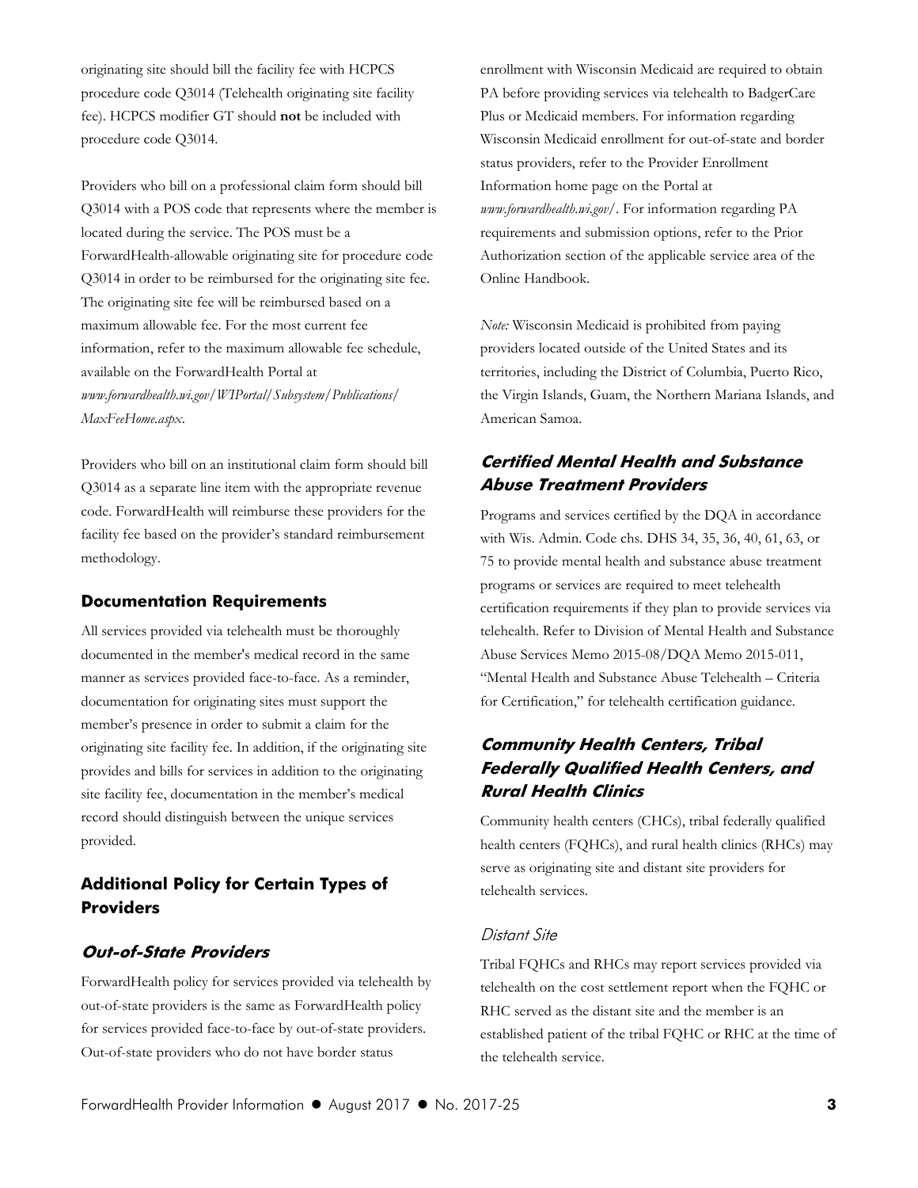originating site should bill the facility fee with HCPCS procedure code Q3014 (Telehealth originating site facility fee). HCPCS modifier GT should **not** be included with procedure code Q3014.

Providers who bill on a professional claim form should bill Q3014 with a POS code that represents where the member is located during the service. The POS must be a ForwardHealth-allowable originating site for procedure code Q3014 in order to be reimbursed for the originating site fee. The originating site fee will be reimbursed based on a maximum allowable fee. For the most current fee information, refer to the maximum allowable fee schedule, available on the ForwardHealth Portal at *www.forwardhealth.wi.gov/WIPortal/Subsystem/Publications/MaxFeeHome.aspx*.

Providers who bill on an institutional claim form should bill Q3014 as a separate line item with the appropriate revenue code. ForwardHealth will reimburse these providers for the facility fee based on the provider's standard reimbursement methodology.

### Documentation Requirements

All services provided via telehealth must be thoroughly documented in the member's medical record in the same manner as services provided face-to-face. As a reminder, documentation for originating sites must support the member's presence in order to submit a claim for the originating site facility fee. In addition, if the originating site provides and bills for services in addition to the originating site facility fee, documentation in the member's medical record should distinguish between the unique services provided.

## Additional Policy for Certain Types of Providers

### *Out-of-State Providers*

ForwardHealth policy for services provided via telehealth by out-of-state providers is the same as ForwardHealth policy for services provided face-to-face by out-of-state providers. Out-of-state providers who do not have border status enrollment with Wisconsin Medicaid are required to obtain PA before providing services via telehealth to BadgerCare Plus or Medicaid members. For information regarding Wisconsin Medicaid enrollment for out-of-state and border status providers, refer to the Provider Enrollment Information home page on the Portal at *www.forwardhealth.wi.gov/*. For information regarding PA requirements and submission options, refer to the Prior Authorization section of the applicable service area of the Online Handbook.

*Note:* Wisconsin Medicaid is prohibited from paying providers located outside of the United States and its territories, including the District of Columbia, Puerto Rico, the Virgin Islands, Guam, the Northern Mariana Islands, and American Samoa.

### *Certified Mental Health and Substance Abuse Treatment Providers*

Programs and services certified by the DQA in accordance with Wis. Admin. Code chs. DHS 34, 35, 36, 40, 61, 63, or 75 to provide mental health and substance abuse treatment programs or services are required to meet telehealth certification requirements if they plan to provide services via telehealth. Refer to Division of Mental Health and Substance Abuse Services Memo 2015-08/DQA Memo 2015-011, "Mental Health and Substance Abuse Telehealth – Criteria for Certification," for telehealth certification guidance.

### *Community Health Centers, Tribal Federally Qualified Health Centers, and Rural Health Clinics*

Community health centers (CHCs), tribal federally qualified health centers (FQHCs), and rural health clinics (RHCs) may serve as originating site and distant site providers for telehealth services.

#### *Distant Site*

Tribal FQHCs and RHCs may report services provided via telehealth on the cost settlement report when the FQHC or RHC served as the distant site and the member is an established patient of the tribal FQHC or RHC at the time of the telehealth service.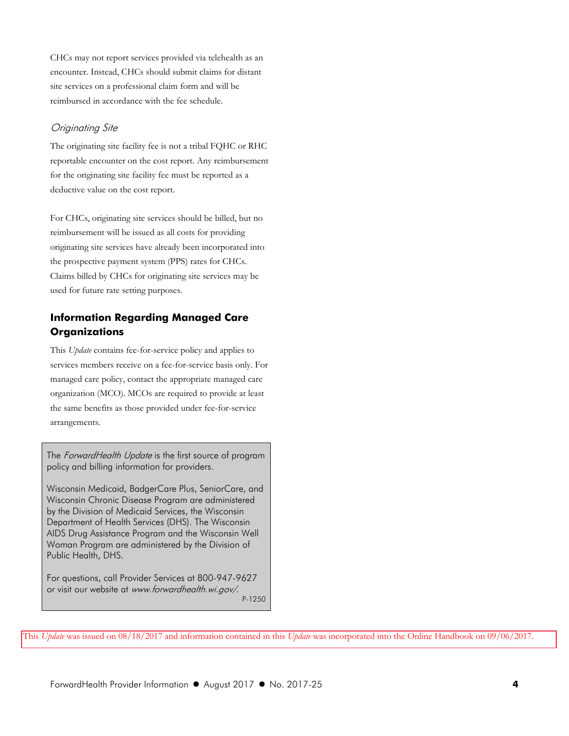CHCs may not report services provided via telehealth as an encounter. Instead, CHCs should submit claims for distant site services on a professional claim form and will be reimbursed in accordance with the fee schedule.

*Originating Site*

The originating site facility fee is not a tribal FQHC or RHC reportable encounter on the cost report. Any reimbursement for the originating site facility fee must be reported as a deductive value on the cost report.

For CHCs, originating site services should be billed, but no reimbursement will be issued as all costs for providing originating site services have already been incorporated into the prospective payment system (PPS) rates for CHCs. Claims billed by CHCs for originating site services may be used for future rate setting purposes.

## Information Regarding Managed Care Organizations

This *Update* contains fee-for-service policy and applies to services members receive on a fee-for-service basis only. For managed care policy, contact the appropriate managed care organization (MCO). MCOs are required to provide at least the same benefits as those provided under fee-for-service arrangements.

The *ForwardHealth Update* is the first source of program policy and billing information for providers.

Wisconsin Medicaid, BadgerCare Plus, SeniorCare, and Wisconsin Chronic Disease Program are administered by the Division of Medicaid Services, the Wisconsin Department of Health Services (DHS). The Wisconsin AIDS Drug Assistance Program and the Wisconsin Well Woman Program are administered by the Division of Public Health, DHS.

For questions, call Provider Services at 800-947-9627 or visit our website at *www.forwardhealth.wi.gov/*.

P-1250

This *Update* was issued on 08/18/2017 and information contained in this *Update* was incorporated into the Online Handbook on 09/06/2017.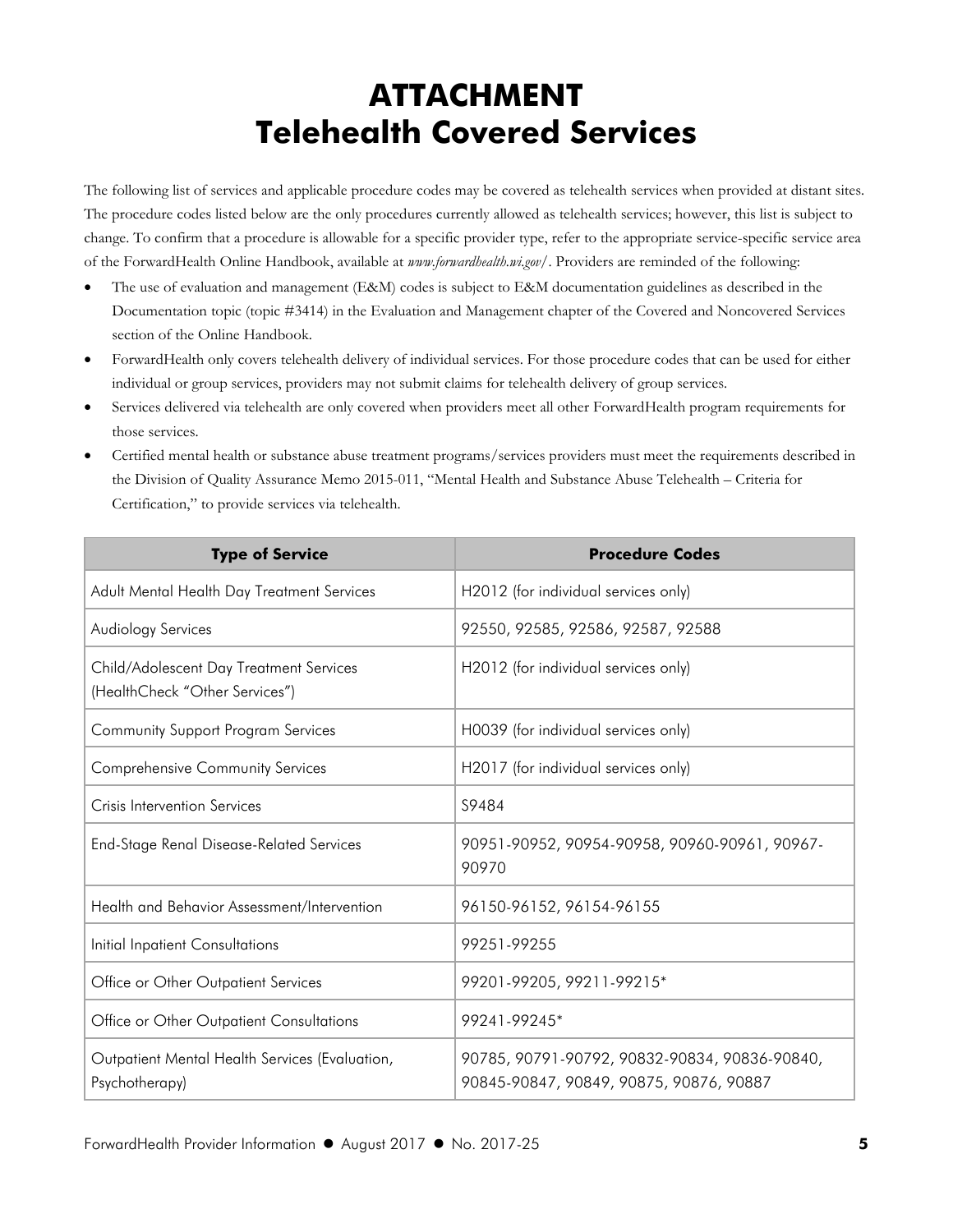# ATTACHMENT
# Telehealth Covered Services

The following list of services and applicable procedure codes may be covered as telehealth services when provided at distant sites. The procedure codes listed below are the only procedures currently allowed as telehealth services; however, this list is subject to change. To confirm that a procedure is allowable for a specific provider type, refer to the appropriate service-specific service area of the ForwardHealth Online Handbook, available at *www.forwardhealth.wi.gov/*. Providers are reminded of the following:

- The use of evaluation and management (E&M) codes is subject to E&M documentation guidelines as described in the Documentation topic (topic #3414) in the Evaluation and Management chapter of the Covered and Noncovered Services section of the Online Handbook.
- ForwardHealth only covers telehealth delivery of individual services. For those procedure codes that can be used for either individual or group services, providers may not submit claims for telehealth delivery of group services.
- Services delivered via telehealth are only covered when providers meet all other ForwardHealth program requirements for those services.
- Certified mental health or substance abuse treatment programs/services providers must meet the requirements described in the Division of Quality Assurance Memo 2015-011, "Mental Health and Substance Abuse Telehealth – Criteria for Certification," to provide services via telehealth.

| Type of Service | Procedure Codes |
|---|---|
| Adult Mental Health Day Treatment Services | H2012 (for individual services only) |
| Audiology Services | 92550, 92585, 92586, 92587, 92588 |
| Child/Adolescent Day Treatment Services (HealthCheck "Other Services") | H2012 (for individual services only) |
| Community Support Program Services | H0039 (for individual services only) |
| Comprehensive Community Services | H2017 (for individual services only) |
| Crisis Intervention Services | S9484 |
| End-Stage Renal Disease-Related Services | 90951-90952, 90954-90958, 90960-90961, 90967-90970 |
| Health and Behavior Assessment/Intervention | 96150-96152, 96154-96155 |
| Initial Inpatient Consultations | 99251-99255 |
| Office or Other Outpatient Services | 99201-99205, 99211-99215* |
| Office or Other Outpatient Consultations | 99241-99245* |
| Outpatient Mental Health Services (Evaluation, Psychotherapy) | 90785, 90791-90792, 90832-90834, 90836-90840, 90845-90847, 90849, 90875, 90876, 90887 |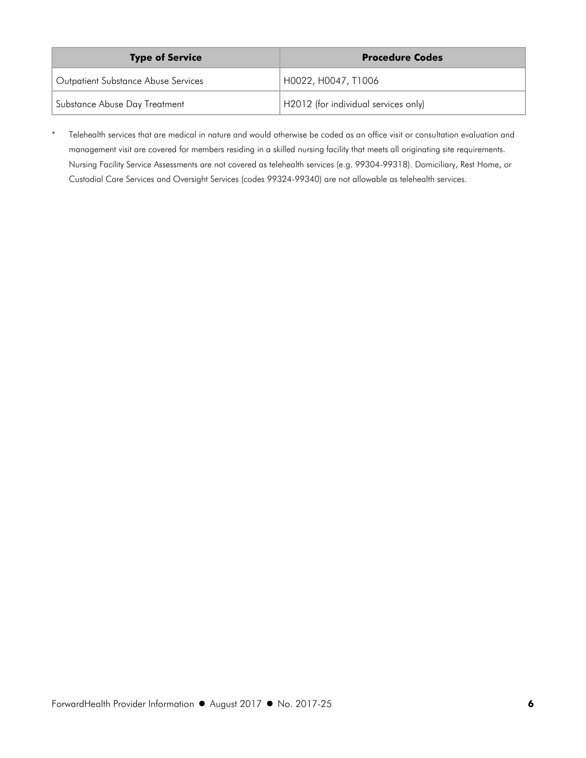| Type of Service | Procedure Codes |
| --- | --- |
| Outpatient Substance Abuse Services | H0022, H0047, T1006 |
| Substance Abuse Day Treatment | H2012 (for individual services only) |

* Telehealth services that are medical in nature and would otherwise be coded as an office visit or consultation evaluation and management visit are covered for members residing in a skilled nursing facility that meets all originating site requirements. Nursing Facility Service Assessments are not covered as telehealth services (e.g. 99304-99318). Domiciliary, Rest Home, or Custodial Care Services and Oversight Services (codes 99324-99340) are not allowable as telehealth services.